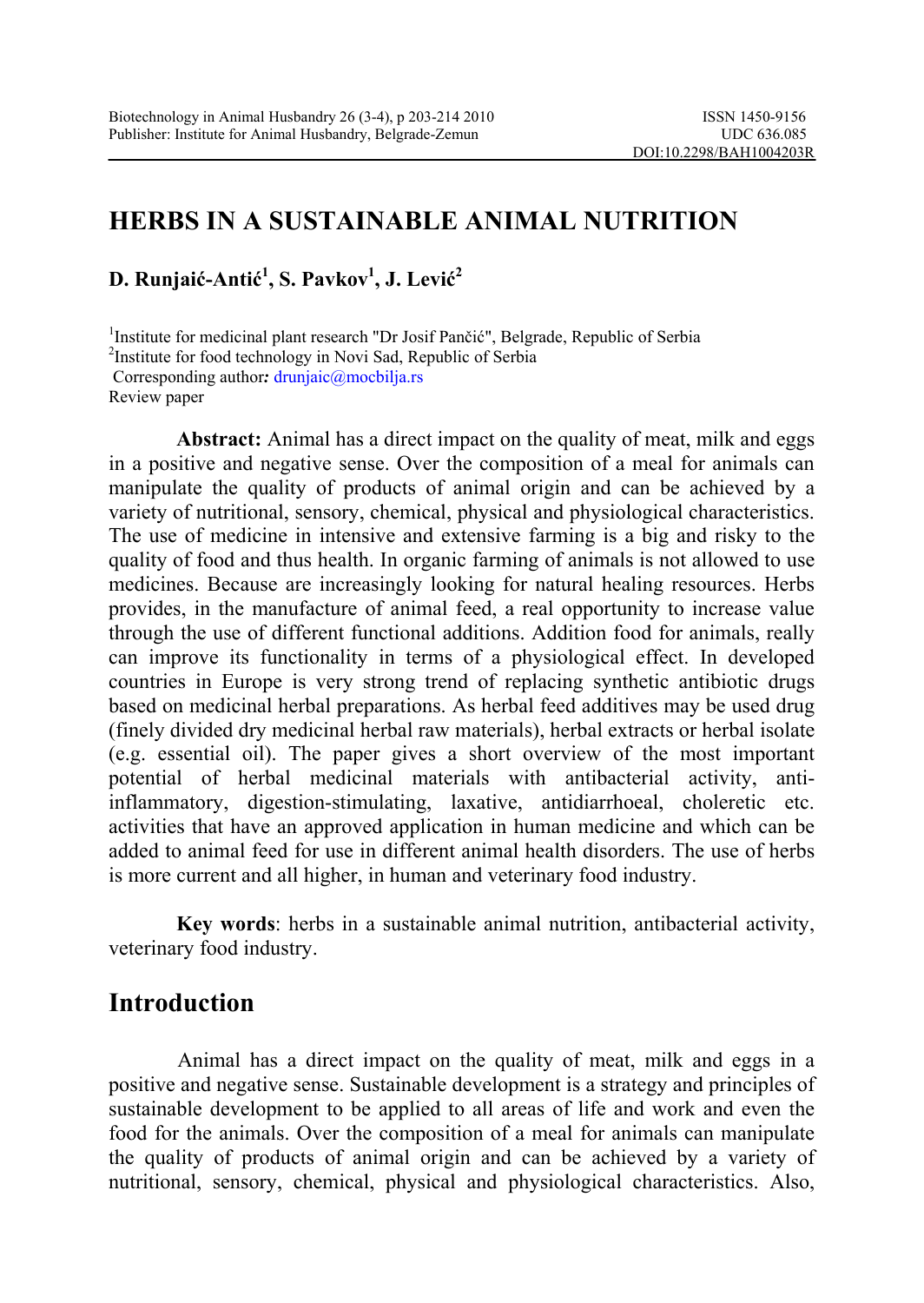# HERBS IN A SUSTAINABLE ANIMAL NUTRITION

**D. Runjaić-Antić[1], S. Pavkov[1], J. Lević[2]**

[1]Institute for medicinal plant research "Dr Josif Pančić", Belgrade, Republic of Serbia
[2]Institute for food technology in Novi Sad, Republic of Serbia
Corresponding author: drunjaic@mocbilja.rs
Review paper

**Abstract:** Animal has a direct impact on the quality of meat, milk and eggs in a positive and negative sense. Over the composition of a meal for animals can manipulate the quality of products of animal origin and can be achieved by a variety of nutritional, sensory, chemical, physical and physiological characteristics. The use of medicine in intensive and extensive farming is a big and risky to the quality of food and thus health. In organic farming of animals is not allowed to use medicines. Because are increasingly looking for natural healing resources. Herbs provides, in the manufacture of animal feed, a real opportunity to increase value through the use of different functional additions. Addition food for animals, really can improve its functionality in terms of a physiological effect. In developed countries in Europe is very strong trend of replacing synthetic antibiotic drugs based on medicinal herbal preparations. As herbal feed additives may be used drug (finely divided dry medicinal herbal raw materials), herbal extracts or herbal isolate (e.g. essential oil). The paper gives a short overview of the most important potential of herbal medicinal materials with antibacterial activity, anti-inflammatory, digestion-stimulating, laxative, antidiarrhoeal, choleretic etc. activities that have an approved application in human medicine and which can be added to animal feed for use in different animal health disorders. The use of herbs is more current and all higher, in human and veterinary food industry.

**Key words**: herbs in a sustainable animal nutrition, antibacterial activity, veterinary food industry.

## Introduction

Animal has a direct impact on the quality of meat, milk and eggs in a positive and negative sense. Sustainable development is a strategy and principles of sustainable development to be applied to all areas of life and work and even the food for the animals. Over the composition of a meal for animals can manipulate the quality of products of animal origin and can be achieved by a variety of nutritional, sensory, chemical, physical and physiological characteristics. Also,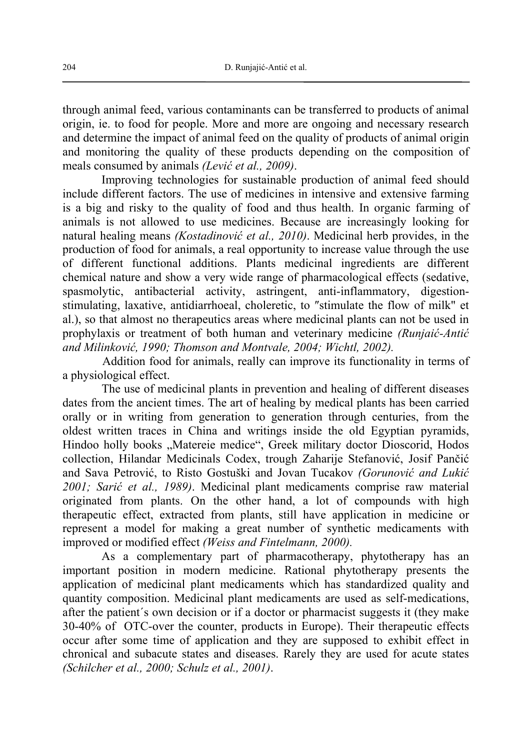through animal feed, various contaminants can be transferred to products of animal origin, ie. to food for people. More and more are ongoing and necessary research and determine the impact of animal feed on the quality of products of animal origin and monitoring the quality of these products depending on the composition of meals consumed by animals *(Lević et al., 2009)*.

Improving technologies for sustainable production of animal feed should include different factors. The use of medicines in intensive and extensive farming is a big and risky to the quality of food and thus health. In organic farming of animals is not allowed to use medicines. Because are increasingly looking for natural healing means *(Kostadinović et al., 2010)*. Medicinal herb provides, in the production of food for animals, a real opportunity to increase value through the use of different functional additions. Plants medicinal ingredients are different chemical nature and show a very wide range of pharmacological effects (sedative, spasmolytic, antibacterial activity, astringent, anti-inflammatory, digestion-stimulating, laxative, antidiarrhoeal, choleretic, to ″stimulate the flow of milk" et al.), so that almost no therapeutics areas where medicinal plants can not be used in prophylaxis or treatment of both human and veterinary medicine *(Runjaić-Antić and Milinković, 1990; Thomson and Montvale, 2004; Wichtl, 2002).*

Addition food for animals, really can improve its functionality in terms of a physiological effect.

The use of medicinal plants in prevention and healing of different diseases dates from the ancient times. The art of healing by medical plants has been carried orally or in writing from generation to generation through centuries, from the oldest written traces in China and writings inside the old Egyptian pyramids, Hindoo holly books „Matereie medice“, Greek military doctor Dioscorid, Hodos collection, Hilandar Medicinals Codex, trough Zaharije Stefanović, Josif Pančić and Sava Petrović, to Risto Gostuški and Jovan Tucakov *(Gorunović and Lukić 2001; Sarić et al., 1989)*. Medicinal plant medicaments comprise raw material originated from plants. On the other hand, a lot of compounds with high therapeutic effect, extracted from plants, still have application in medicine or represent a model for making a great number of synthetic medicaments with improved or modified effect *(Weiss and Fintelmann, 2000).*

As a complementary part of pharmacotherapy, phytotherapy has an important position in modern medicine. Rational phytotherapy presents the application of medicinal plant medicaments which has standardized quality and quantity composition. Medicinal plant medicaments are used as self-medications, after the patient´s own decision or if a doctor or pharmacist suggests it (they make 30-40% of OTC-over the counter, products in Europe). Their therapeutic effects occur after some time of application and they are supposed to exhibit effect in chronical and subacute states and diseases. Rarely they are used for acute states *(Schilcher et al., 2000; Schulz et al., 2001)*.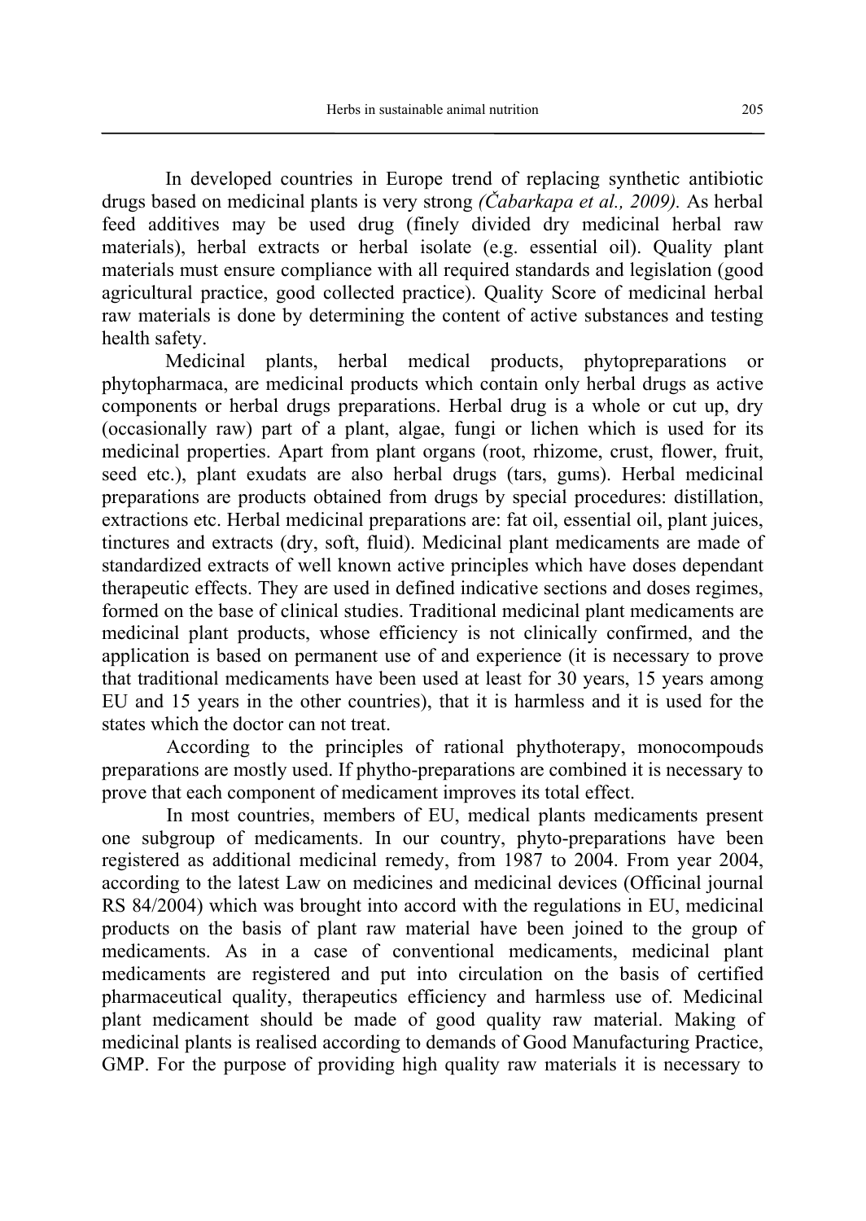In developed countries in Europe trend of replacing synthetic antibiotic drugs based on medicinal plants is very strong *(Čabarkapa et al., 2009).* As herbal feed additives may be used drug (finely divided dry medicinal herbal raw materials), herbal extracts or herbal isolate (e.g. essential oil). Quality plant materials must ensure compliance with all required standards and legislation (good agricultural practice, good collected practice). Quality Score of medicinal herbal raw materials is done by determining the content of active substances and testing health safety.

Medicinal plants, herbal medical products, phytopreparations or phytopharmaca, are medicinal products which contain only herbal drugs as active components or herbal drugs preparations. Herbal drug is a whole or cut up, dry (occasionally raw) part of a plant, algae, fungi or lichen which is used for its medicinal properties. Apart from plant organs (root, rhizome, crust, flower, fruit, seed etc.), plant exudats are also herbal drugs (tars, gums). Herbal medicinal preparations are products obtained from drugs by special procedures: distillation, extractions etc. Herbal medicinal preparations are: fat oil, essential oil, plant juices, tinctures and extracts (dry, soft, fluid). Medicinal plant medicaments are made of standardized extracts of well known active principles which have doses dependant therapeutic effects. They are used in defined indicative sections and doses regimes, formed on the base of clinical studies. Traditional medicinal plant medicaments are medicinal plant products, whose efficiency is not clinically confirmed, and the application is based on permanent use of and experience (it is necessary to prove that traditional medicaments have been used at least for 30 years, 15 years among EU and 15 years in the other countries), that it is harmless and it is used for the states which the doctor can not treat.

According to the principles of rational phythoterapy, monocompouds preparations are mostly used. If phytho-preparations are combined it is necessary to prove that each component of medicament improves its total effect.

In most countries, members of EU, medical plants medicaments present one subgroup of medicaments. In our country, phyto-preparations have been registered as additional medicinal remedy, from 1987 to 2004. From year 2004, according to the latest Law on medicines and medicinal devices (Officinal journal RS 84/2004) which was brought into accord with the regulations in EU, medicinal products on the basis of plant raw material have been joined to the group of medicaments. As in a case of conventional medicaments, medicinal plant medicaments are registered and put into circulation on the basis of certified pharmaceutical quality, therapeutics efficiency and harmless use of. Medicinal plant medicament should be made of good quality raw material. Making of medicinal plants is realised according to demands of Good Manufacturing Practice, GMP. For the purpose of providing high quality raw materials it is necessary to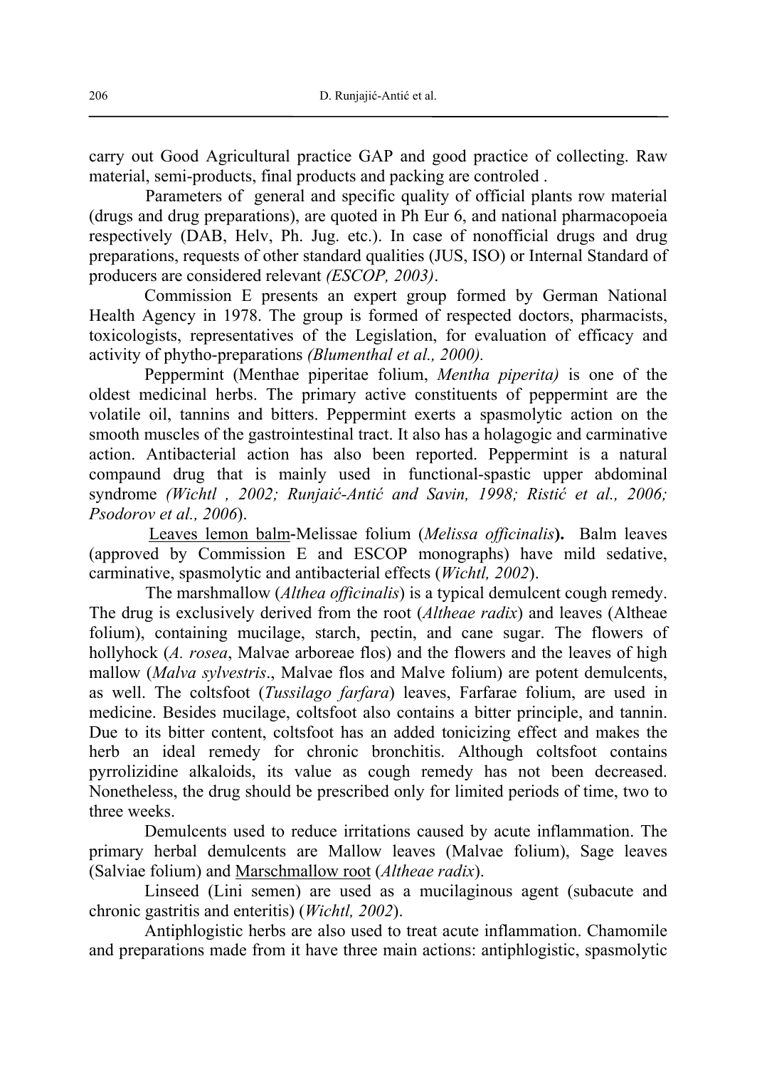carry out Good Agricultural practice GAP and good practice of collecting. Raw material, semi-products, final products and packing are controled .

Parameters of general and specific quality of official plants row material (drugs and drug preparations), are quoted in Ph Eur 6, and national pharmacopoeia respectively (DAB, Helv, Ph. Jug. etc.). In case of nonofficial drugs and drug preparations, requests of other standard qualities (JUS, ISO) or Internal Standard of producers are considered relevant *(ESCOP, 2003)*.

Commission E presents an expert group formed by German National Health Agency in 1978. The group is formed of respected doctors, pharmacists, toxicologists, representatives of the Legislation, for evaluation of efficacy and activity of phytho-preparations *(Blumenthal et al., 2000).*

Peppermint (Menthae piperitae folium, *Mentha piperita)* is one of the oldest medicinal herbs. The primary active constituents of peppermint are the volatile oil, tannins and bitters. Peppermint exerts a spasmolytic action on the smooth muscles of the gastrointestinal tract. It also has a holagogic and carminative action. Antibacterial action has also been reported. Peppermint is a natural compaund drug that is mainly used in functional-spastic upper abdominal syndrome *(Wichtl , 2002; Runjaić-Antić and Savin, 1998; Ristić et al., 2006; Psodorov et al., 2006*).

<u>Leaves lemon balm</u>-Melissae folium (*Melissa officinalis*). Balm leaves (approved by Commission E and ESCOP monographs) have mild sedative, carminative, spasmolytic and antibacterial effects (*Wichtl, 2002*).

The marshmallow (*Althea officinalis*) is a typical demulcent cough remedy. The drug is exclusively derived from the root (*Altheae radix*) and leaves (Altheae folium), containing mucilage, starch, pectin, and cane sugar. The flowers of hollyhock (*A. rosea*, Malvae arboreae flos) and the flowers and the leaves of high mallow (*Malva sylvestris*., Malvae flos and Malve folium) are potent demulcents, as well. The coltsfoot (*Tussilago farfara*) leaves, Farfarae folium, are used in medicine. Besides mucilage, coltsfoot also contains a bitter principle, and tannin. Due to its bitter content, coltsfoot has an added tonicizing effect and makes the herb an ideal remedy for chronic bronchitis. Although coltsfoot contains pyrrolizidine alkaloids, its value as cough remedy has not been decreased. Nonetheless, the drug should be prescribed only for limited periods of time, two to three weeks.

Demulcents used to reduce irritations caused by acute inflammation. The primary herbal demulcents are Mallow leaves (Malvae folium), Sage leaves (Salviae folium) and <u>Marschmallow root</u> (*Altheae radix*).

Linseed (Lini semen) are used as a mucilaginous agent (subacute and chronic gastritis and enteritis) (*Wichtl, 2002*).

Antiphlogistic herbs are also used to treat acute inflammation. Chamomile and preparations made from it have three main actions: antiphlogistic, spasmolytic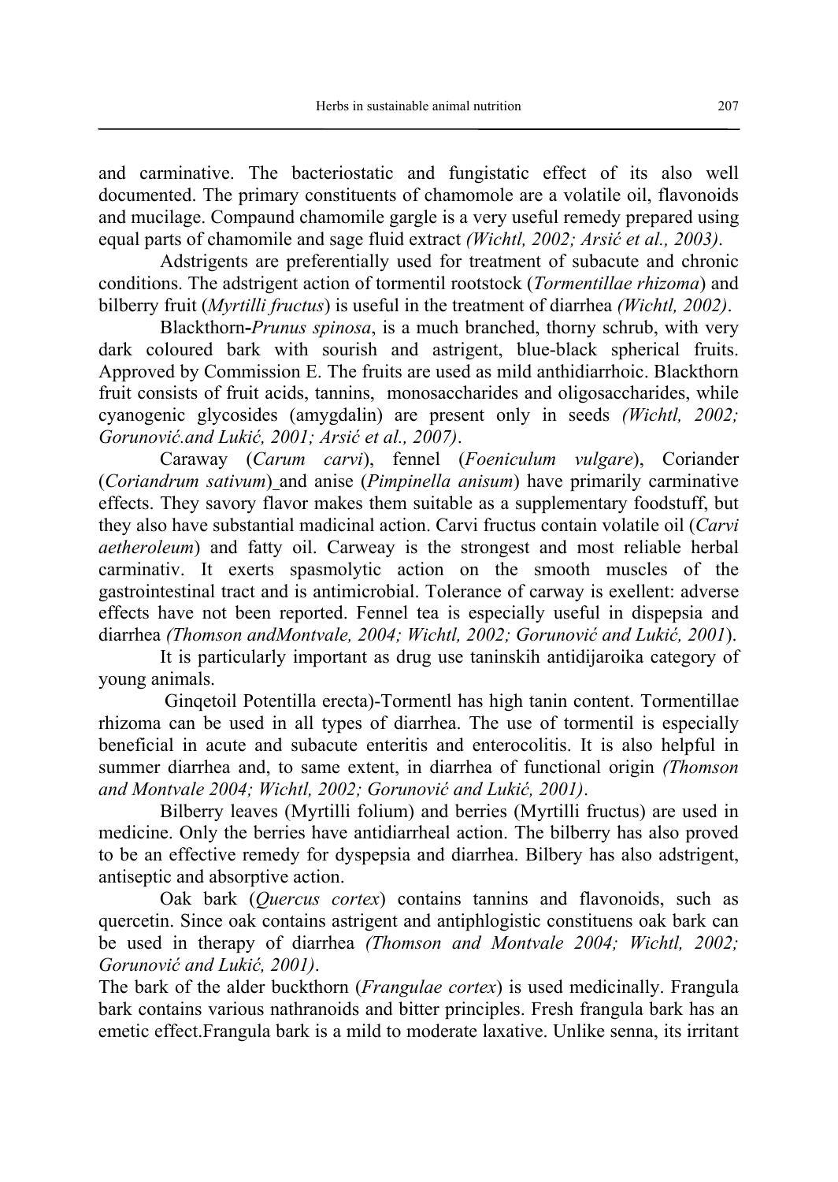and carminative. The bacteriostatic and fungistatic effect of its also well documented. The primary constituents of chamomole are a volatile oil, flavonoids and mucilage. Compaund chamomile gargle is a very useful remedy prepared using equal parts of chamomile and sage fluid extract *(Wichtl, 2002; Arsić et al., 2003)*.

Adstrigents are preferentially used for treatment of subacute and chronic conditions. The adstrigent action of tormentil rootstock (*Tormentillae rhizoma*) and bilberry fruit (*Myrtilli fructus*) is useful in the treatment of diarrhea *(Wichtl, 2002)*.

Blackthorn-*Prunus spinosa*, is a much branched, thorny schrub, with very dark coloured bark with sourish and astrigent, blue-black spherical fruits. Approved by Commission E. The fruits are used as mild anthidiarrhoic. Blackthorn fruit consists of fruit acids, tannins, monosaccharides and oligosaccharides, while cyanogenic glycosides (amygdalin) are present only in seeds *(Wichtl, 2002; Gorunović.and Lukić, 2001; Arsić et al., 2007)*.

Caraway (*Carum carvi*), fennel (*Foeniculum vulgare*), Coriander (*Coriandrum sativum*) and anise (*Pimpinella anisum*) have primarily carminative effects. They savory flavor makes them suitable as a supplementary foodstuff, but they also have substantial madicinal action. Carvi fructus contain volatile oil (*Carvi aetheroleum*) and fatty oil. Carweay is the strongest and most reliable herbal carminativ. It exerts spasmolytic action on the smooth muscles of the gastrointestinal tract and is antimicrobial. Tolerance of carway is exellent: adverse effects have not been reported. Fennel tea is especially useful in dispepsia and diarrhea *(Thomson andMontvale, 2004; Wichtl, 2002; Gorunović and Lukić, 2001*).

It is particularly important as drug use taninskih antidijaroika category of young animals.

Ginqetoil Potentilla erecta)-Tormentl has high tanin content. Tormentillae rhizoma can be used in all types of diarrhea. The use of tormentil is especially beneficial in acute and subacute enteritis and enterocolitis. It is also helpful in summer diarrhea and, to same extent, in diarrhea of functional origin *(Thomson and Montvale 2004; Wichtl, 2002; Gorunović and Lukić, 2001)*.

Bilberry leaves (Myrtilli folium) and berries (Myrtilli fructus) are used in medicine. Only the berries have antidiarrheal action. The bilberry has also proved to be an effective remedy for dyspepsia and diarrhea. Bilbery has also adstrigent, antiseptic and absorptive action.

Oak bark (*Quercus cortex*) contains tannins and flavonoids, such as quercetin. Since oak contains astrigent and antiphlogistic constituens oak bark can be used in therapy of diarrhea *(Thomson and Montvale 2004; Wichtl, 2002; Gorunović and Lukić, 2001)*.

The bark of the alder buckthorn (*Frangulae cortex*) is used medicinally. Frangula bark contains various nathranoids and bitter principles. Fresh frangula bark has an emetic effect.Frangula bark is a mild to moderate laxative. Unlike senna, its irritant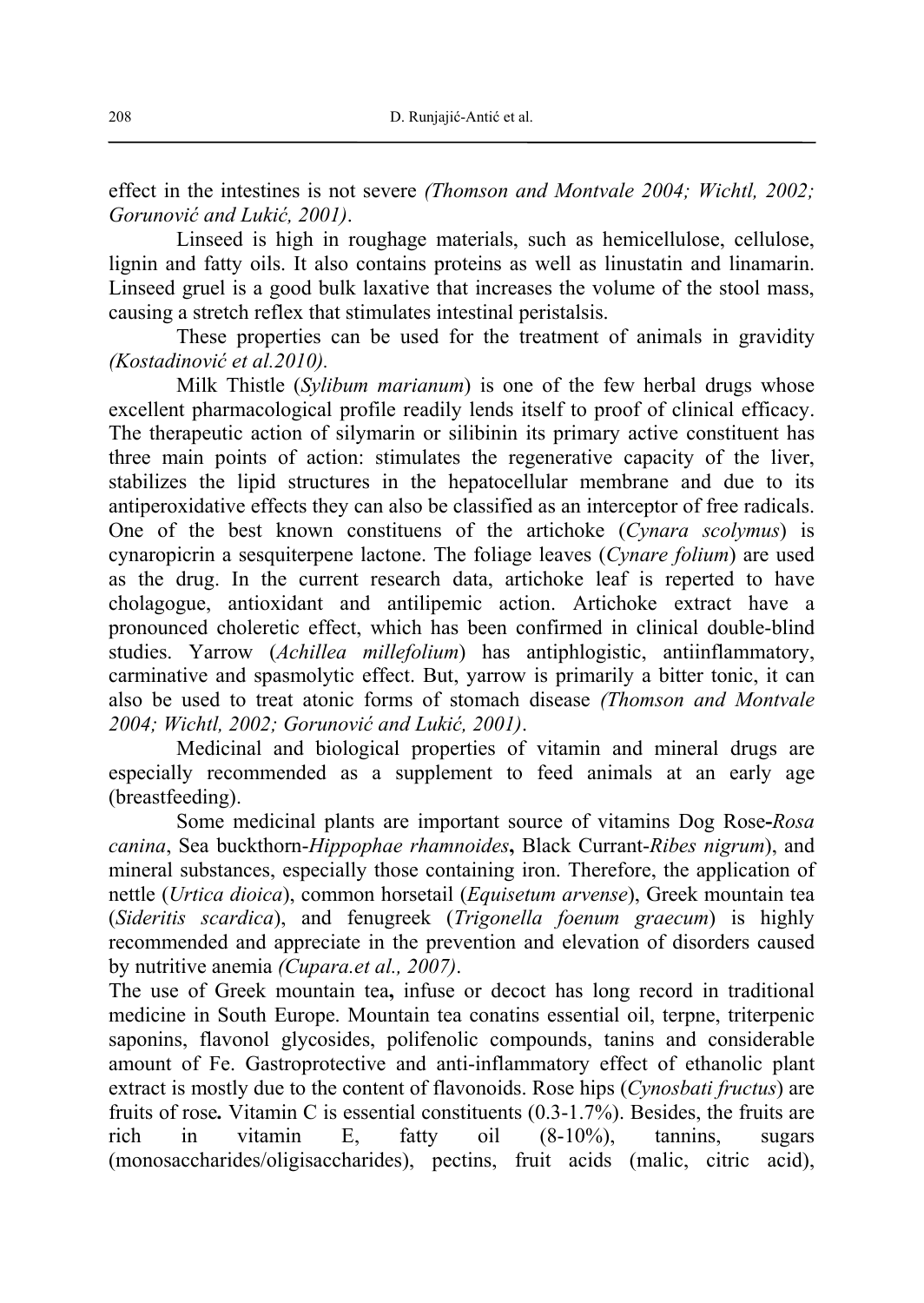effect in the intestines is not severe *(Thomson and Montvale 2004; Wichtl, 2002; Gorunović and Lukić, 2001)*.

Linseed is high in roughage materials, such as hemicellulose, cellulose, lignin and fatty oils. It also contains proteins as well as linustatin and linamarin. Linseed gruel is a good bulk laxative that increases the volume of the stool mass, causing a stretch reflex that stimulates intestinal peristalsis.

These properties can be used for the treatment of animals in gravidity *(Kostadinović et al.2010).*

Milk Thistle (*Sylibum marianum*) is one of the few herbal drugs whose excellent pharmacological profile readily lends itself to proof of clinical efficacy. The therapeutic action of silymarin or silibinin its primary active constituent has three main points of action: stimulates the regenerative capacity of the liver, stabilizes the lipid structures in the hepatocellular membrane and due to its antiperoxidative effects they can also be classified as an interceptor of free radicals. One of the best known constituens of the artichoke (*Cynara scolymus*) is cynaropicrin a sesquiterpene lactone. The foliage leaves (*Cynare folium*) are used as the drug. In the current research data, artichoke leaf is reperted to have cholagogue, antioxidant and antilipemic action. Artichoke extract have a pronounced choleretic effect, which has been confirmed in clinical double-blind studies. Yarrow (*Achillea millefolium*) has antiphlogistic, antiinflammatory, carminative and spasmolytic effect. But, yarrow is primarily a bitter tonic, it can also be used to treat atonic forms of stomach disease *(Thomson and Montvale 2004; Wichtl, 2002; Gorunović and Lukić, 2001)*.

Medicinal and biological properties of vitamin and mineral drugs are especially recommended as a supplement to feed animals at an early age (breastfeeding).

Some medicinal plants are important source of vitamins Dog Rose-*Rosa canina*, Sea buckthorn-*Hippophae rhamnoides***,** Black Currant-*Ribes nigrum*), and mineral substances, especially those containing iron. Therefore, the application of nettle (*Urtica dioica*), common horsetail (*Equisetum arvense*), Greek mountain tea (*Sideritis scardica*), and fenugreek (*Trigonella foenum graecum*) is highly recommended and appreciate in the prevention and elevation of disorders caused by nutritive anemia *(Cupara.et al., 2007)*.

The use of Greek mountain tea**,** infuse or decoct has long record in traditional medicine in South Europe. Mountain tea conatins essential oil, terpne, triterpenic saponins, flavonol glycosides, polifenolic compounds, tanins and considerable amount of Fe. Gastroprotective and anti-inflammatory effect of ethanolic plant extract is mostly due to the content of flavonoids. Rose hips (*Cynosbati fructus*) are fruits of rose**.** Vitamin C is essential constituents (0.3-1.7%). Besides, the fruits are rich in vitamin E, fatty oil (8-10%), tannins, sugars (monosaccharides/oligisaccharides), pectins, fruit acids (malic, citric acid),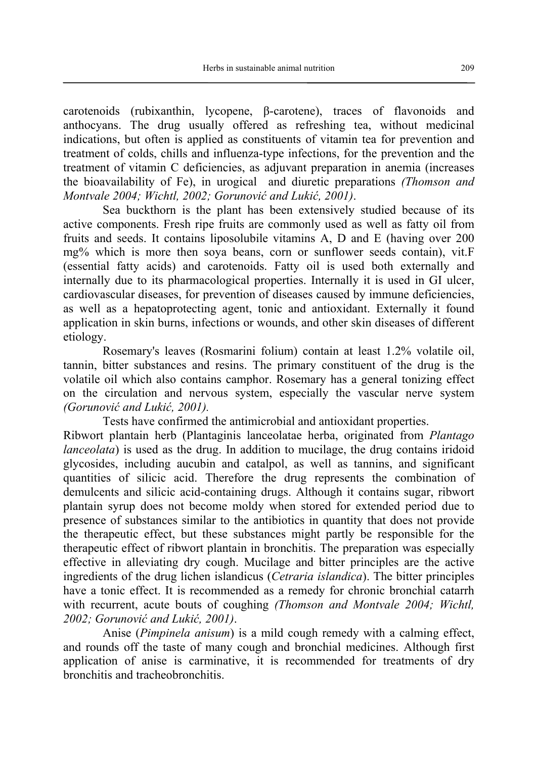carotenoids (rubixanthin, lycopene, β-carotene), traces of flavonoids and anthocyans. The drug usually offered as refreshing tea, without medicinal indications, but often is applied as constituents of vitamin tea for prevention and treatment of colds, chills and influenza-type infections, for the prevention and the treatment of vitamin C deficiencies, as adjuvant preparation in anemia (increases the bioavailability of Fe), in urogical and diuretic preparations *(Thomson and Montvale 2004; Wichtl, 2002; Gorunović and Lukić, 2001)*.

Sea buckthorn is the plant has been extensively studied because of its active components. Fresh ripe fruits are commonly used as well as fatty oil from fruits and seeds. It contains liposolubile vitamins A, D and E (having over 200 mg% which is more then soya beans, corn or sunflower seeds contain), vit.F (essential fatty acids) and carotenoids. Fatty oil is used both externally and internally due to its pharmacological properties. Internally it is used in GI ulcer, cardiovascular diseases, for prevention of diseases caused by immune deficiencies, as well as a hepatoprotecting agent, tonic and antioxidant. Externally it found application in skin burns, infections or wounds, and other skin diseases of different etiology.

Rosemary's leaves (Rosmarini folium) contain at least 1.2% volatile oil, tannin, bitter substances and resins. The primary constituent of the drug is the volatile oil which also contains camphor. Rosemary has a general tonizing effect on the circulation and nervous system, especially the vascular nerve system *(Gorunović and Lukić, 2001).*

Tests have confirmed the antimicrobial and antioxidant properties.

Ribwort plantain herb (Plantaginis lanceolatae herba, originated from *Plantago lanceolata*) is used as the drug. In addition to mucilage, the drug contains iridoid glycosides, including aucubin and catalpol, as well as tannins, and significant quantities of silicic acid. Therefore the drug represents the combination of demulcents and silicic acid-containing drugs. Although it contains sugar, ribwort plantain syrup does not become moldy when stored for extended period due to presence of substances similar to the antibiotics in quantity that does not provide the therapeutic effect, but these substances might partly be responsible for the therapeutic effect of ribwort plantain in bronchitis. The preparation was especially effective in alleviating dry cough. Mucilage and bitter principles are the active ingredients of the drug lichen islandicus (*Cetraria islandica*). The bitter principles have a tonic effect. It is recommended as a remedy for chronic bronchial catarrh with recurrent, acute bouts of coughing *(Thomson and Montvale 2004; Wichtl, 2002; Gorunović and Lukić, 2001)*.

Anise (*Pimpinela anisum*) is a mild cough remedy with a calming effect, and rounds off the taste of many cough and bronchial medicines. Although first application of anise is carminative, it is recommended for treatments of dry bronchitis and tracheobronchitis.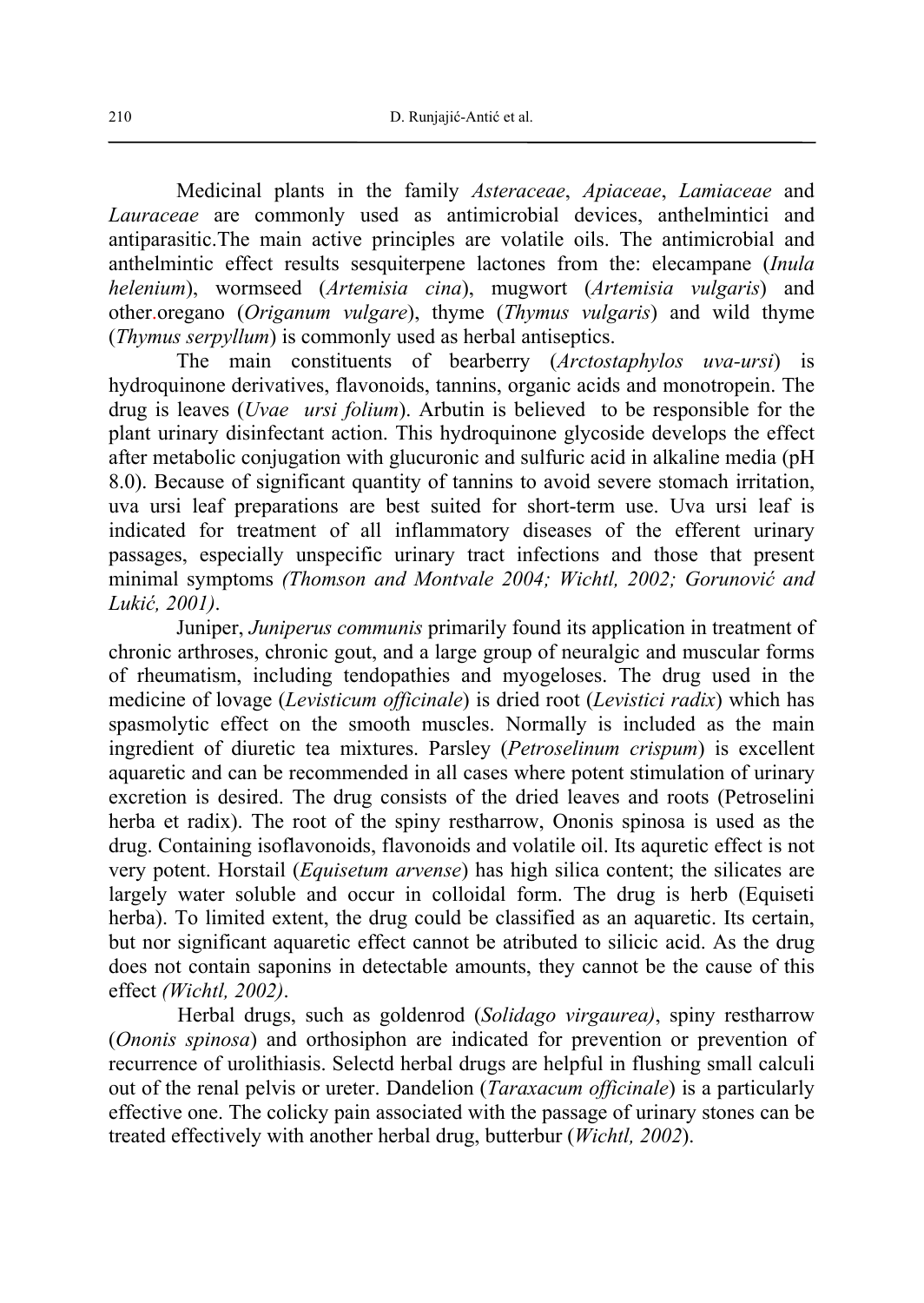Medicinal plants in the family *Asteraceae*, *Apiaceae*, *Lamiaceae* and *Lauraceae* are commonly used as antimicrobial devices, anthelmintici and antiparasitic.The main active principles are volatile oils. The antimicrobial and anthelmintic effect results sesquiterpene lactones from the: elecampane (*Inula helenium*), wormseed (*Artemisia cina*), mugwort (*Artemisia vulgaris*) and other.oregano (*Origanum vulgare*), thyme (*Thymus vulgaris*) and wild thyme (*Thymus serpyllum*) is commonly used as herbal antiseptics.

The main constituents of bearberry (*Arctostaphylos uva-ursi*) is hydroquinone derivatives, flavonoids, tannins, organic acids and monotropein. The drug is leaves (*Uvae ursi folium*). Arbutin is believed to be responsible for the plant urinary disinfectant action. This hydroquinone glycoside develops the effect after metabolic conjugation with glucuronic and sulfuric acid in alkaline media (pH 8.0). Because of significant quantity of tannins to avoid severe stomach irritation, uva ursi leaf preparations are best suited for short-term use. Uva ursi leaf is indicated for treatment of all inflammatory diseases of the efferent urinary passages, especially unspecific urinary tract infections and those that present minimal symptoms *(Thomson and Montvale 2004; Wichtl, 2002; Gorunović and Lukić, 2001)*.

Juniper, *Juniperus communis* primarily found its application in treatment of chronic arthroses, chronic gout, and a large group of neuralgic and muscular forms of rheumatism, including tendopathies and myogeloses. The drug used in the medicine of lovage (*Levisticum officinale*) is dried root (*Levistici radix*) which has spasmolytic effect on the smooth muscles. Normally is included as the main ingredient of diuretic tea mixtures. Parsley (*Petroselinum crispum*) is excellent aquaretic and can be recommended in all cases where potent stimulation of urinary excretion is desired. The drug consists of the dried leaves and roots (Petroselini herba et radix). The root of the spiny restharrow, Ononis spinosa is used as the drug. Containing isoflavonoids, flavonoids and volatile oil. Its aquretic effect is not very potent. Horstail (*Equisetum arvense*) has high silica content; the silicates are largely water soluble and occur in colloidal form. The drug is herb (Equiseti herba). To limited extent, the drug could be classified as an aquaretic. Its certain, but nor significant aquaretic effect cannot be atributed to silicic acid. As the drug does not contain saponins in detectable amounts, they cannot be the cause of this effect *(Wichtl, 2002)*.

Herbal drugs, such as goldenrod (*Solidago virgaurea)*, spiny restharrow (*Ononis spinosa*) and orthosiphon are indicated for prevention or prevention of recurrence of urolithiasis. Selectd herbal drugs are helpful in flushing small calculi out of the renal pelvis or ureter. Dandelion (*Taraxacum officinale*) is a particularly effective one. The colicky pain associated with the passage of urinary stones can be treated effectively with another herbal drug, butterbur (*Wichtl, 2002*).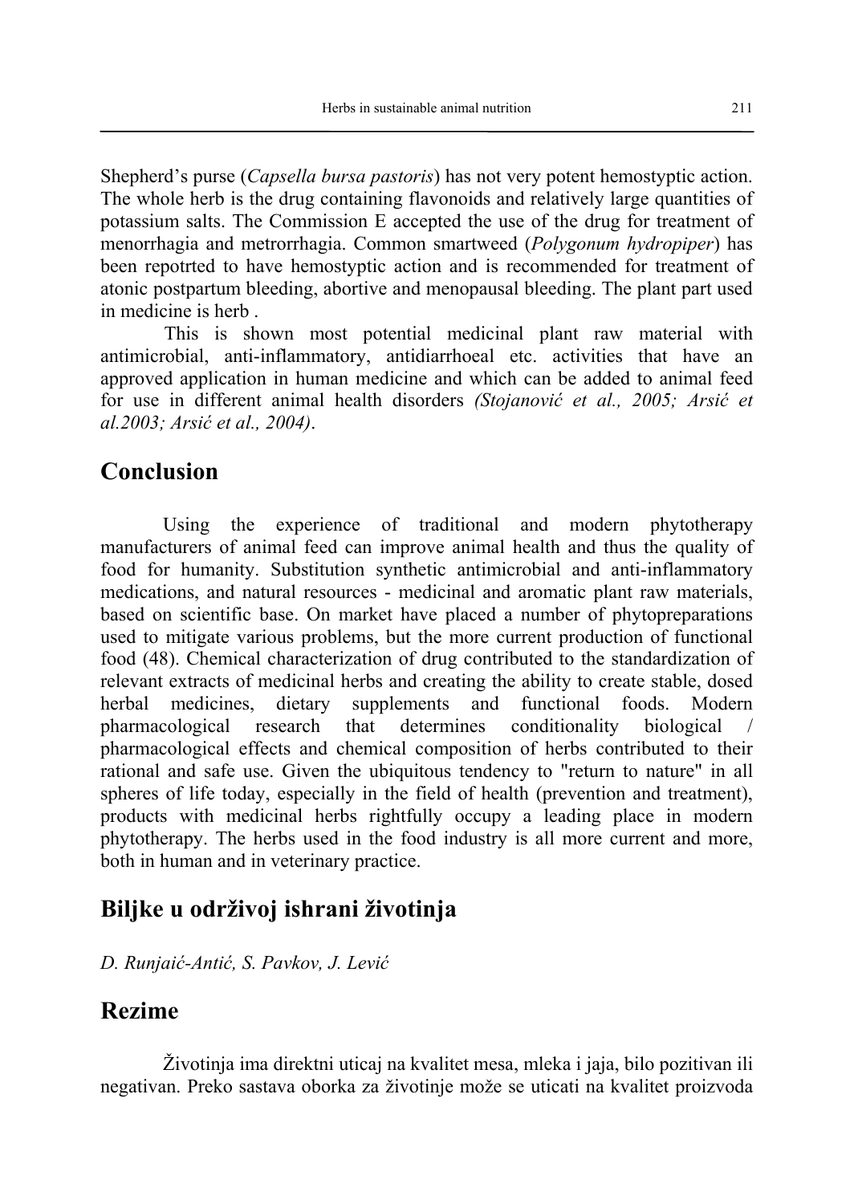Shepherd's purse (*Capsella bursa pastoris*) has not very potent hemostyptic action. The whole herb is the drug containing flavonoids and relatively large quantities of potassium salts. The Commission E accepted the use of the drug for treatment of menorrhagia and metrorrhagia. Common smartweed (*Polygonum hydropiper*) has been repotrted to have hemostyptic action and is recommended for treatment of atonic postpartum bleeding, abortive and menopausal bleeding. The plant part used in medicine is herb .

This is shown most potential medicinal plant raw material with antimicrobial, anti-inflammatory, antidiarrhoeal etc. activities that have an approved application in human medicine and which can be added to animal feed for use in different animal health disorders *(Stojanović et al., 2005; Arsić et al.2003; Arsić et al., 2004)*.

## Conclusion

Using the experience of traditional and modern phytotherapy manufacturers of animal feed can improve animal health and thus the quality of food for humanity. Substitution synthetic antimicrobial and anti-inflammatory medications, and natural resources - medicinal and aromatic plant raw materials, based on scientific base. On market have placed a number of phytopreparations used to mitigate various problems, but the more current production of functional food (48). Chemical characterization of drug contributed to the standardization of relevant extracts of medicinal herbs and creating the ability to create stable, dosed herbal medicines, dietary supplements and functional foods. Modern pharmacological research that determines conditionality biological / pharmacological effects and chemical composition of herbs contributed to their rational and safe use. Given the ubiquitous tendency to "return to nature" in all spheres of life today, especially in the field of health (prevention and treatment), products with medicinal herbs rightfully occupy a leading place in modern phytotherapy. The herbs used in the food industry is all more current and more, both in human and in veterinary practice.

## Biljke u održivoj ishrani životinja

*D. Runjaić-Antić, S. Pavkov, J. Lević*

## Rezime

Životinja ima direktni uticaj na kvalitet mesa, mleka i jaja, bilo pozitivan ili negativan. Preko sastava oborka za životinje može se uticati na kvalitet proizvoda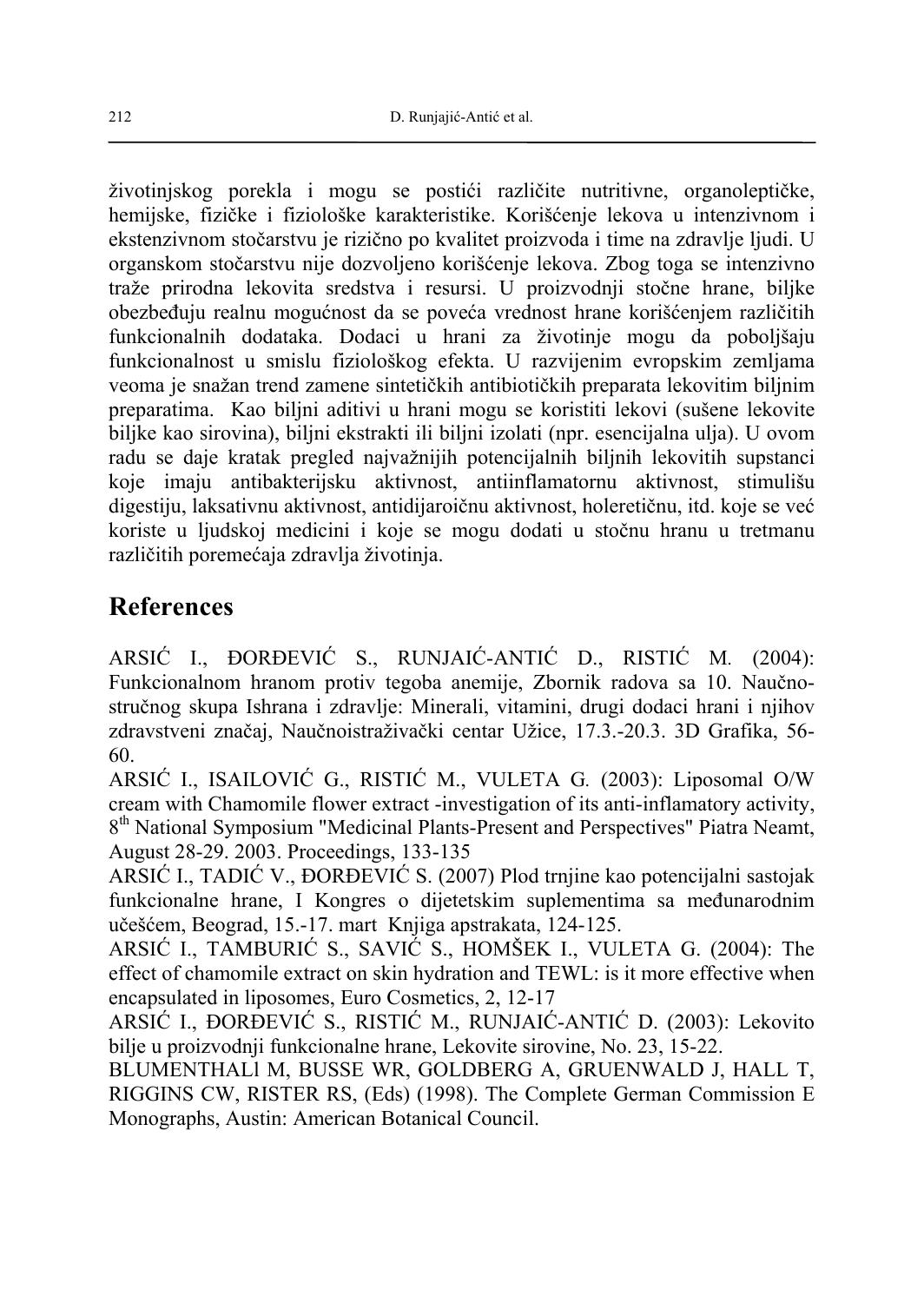životinjskog porekla i mogu se postići različite nutritivne, organoleptičke, hemijske, fizičke i fiziološke karakteristike. Korišćenje lekova u intenzivnom i ekstenzivnom stočarstvu je rizično po kvalitet proizvoda i time na zdravlje ljudi. U organskom stočarstvu nije dozvoljeno korišćenje lekova. Zbog toga se intenzivno traže prirodna lekovita sredstva i resursi. U proizvodnji stočne hrane, biljke obezbeđuju realnu mogućnost da se poveća vrednost hrane korišćenjem različitih funkcionalnih dodataka. Dodaci u hrani za životinje mogu da poboljšaju funkcionalnost u smislu fiziološkog efekta. U razvijenim evropskim zemljama veoma je snažan trend zamene sintetičkih antibiotičkih preparata lekovitim biljnim preparatima. Kao biljni aditivi u hrani mogu se koristiti lekovi (sušene lekovite biljke kao sirovina), biljni ekstrakti ili biljni izolati (npr. esencijalna ulja). U ovom radu se daje kratak pregled najvažnijih potencijalnih biljnih lekovitih supstanci koje imaju antibakterijsku aktivnost, antiinflamatornu aktivnost, stimulišu digestiju, laksativnu aktivnost, antidijaroičnu aktivnost, holeretičnu, itd. koje se već koriste u ljudskoj medicini i koje se mogu dodati u stočnu hranu u tretmanu različitih poremećaja zdravlja životinja.

## References

ARSIĆ I., ĐORĐEVIĆ S., RUNJAIĆ-ANTIĆ D., RISTIĆ M. (2004): Funkcionalnom hranom protiv tegoba anemije, Zbornik radova sa 10. Naučno-stručnog skupa Ishrana i zdravlje: Minerali, vitamini, drugi dodaci hrani i njihov zdravstveni značaj, Naučnoistraživački centar Užice, 17.3.-20.3. 3D Grafika, 56-60.

ARSIĆ I., ISAILOVIĆ G., RISTIĆ M., VULETA G. (2003): Liposomal O/W cream with Chamomile flower extract -investigation of its anti-inflamatory activity, 8th National Symposium "Medicinal Plants-Present and Perspectives" Piatra Neamt, August 28-29. 2003. Proceedings, 133-135

ARSIĆ I., TADIĆ V., ĐORĐEVIĆ S. (2007) Plod trnjine kao potencijalni sastojak funkcionalne hrane, I Kongres o dijetetskim suplementima sa međunarodnim učešćem, Beograd, 15.-17. mart Knjiga apstrakata, 124-125.

ARSIĆ I., TAMBURIĆ S., SAVIĆ S., HOMŠEK I., VULETA G. (2004): The effect of chamomile extract on skin hydration and TEWL: is it more effective when encapsulated in liposomes, Euro Cosmetics, 2, 12-17

ARSIĆ I., ĐORĐEVIĆ S., RISTIĆ M., RUNJAIĆ-ANTIĆ D. (2003): Lekovito bilje u proizvodnji funkcionalne hrane, Lekovite sirovine, No. 23, 15-22.

BLUMENTHALl M, BUSSE WR, GOLDBERG A, GRUENWALD J, HALL T, RIGGINS CW, RISTER RS, (Eds) (1998). The Complete German Commission E Monographs, Austin: American Botanical Council.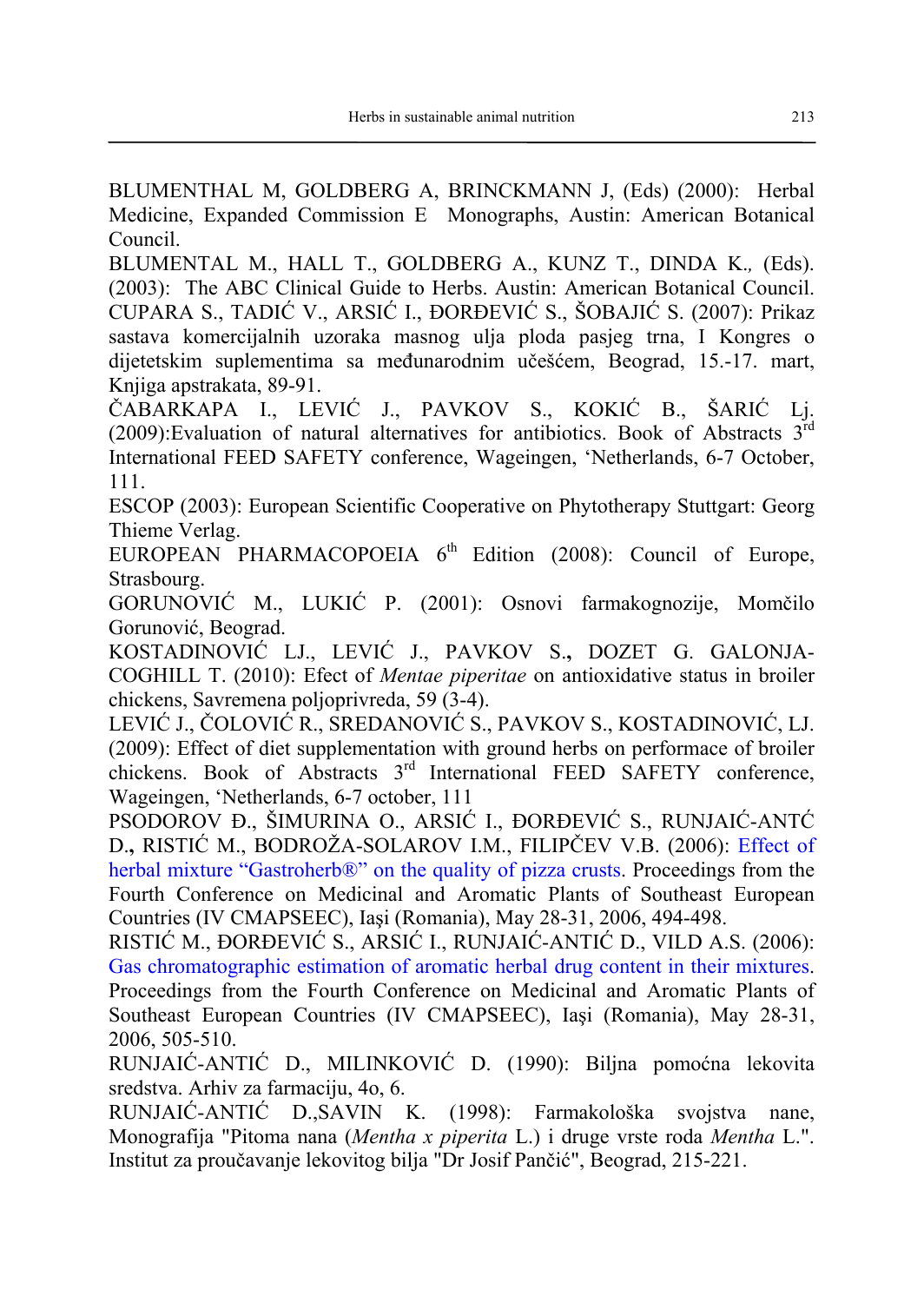BLUMENTHAL M, GOLDBERG A, BRINCKMANN J, (Eds) (2000): Herbal Medicine, Expanded Commission E Monographs, Austin: American Botanical Council.

BLUMENTAL M., HALL T., GOLDBERG A., KUNZ T., DINDA K., (Eds). (2003): The ABC Clinical Guide to Herbs. Austin: American Botanical Council.

CUPARA S., TADIĆ V., ARSIĆ I., ĐORĐEVIĆ S., ŠOBAJIĆ S. (2007): Prikaz sastava komercijalnih uzoraka masnog ulja ploda pasjeg trna, I Kongres o dijetetskim suplementima sa međunarodnim učešćem, Beograd, 15.-17. mart, Knjiga apstrakata, 89-91.

ČABARKAPA I., LEVIĆ J., PAVKOV S., KOKIĆ B., ŠARIĆ Lj. (2009):Evaluation of natural alternatives for antibiotics. Book of Abstracts 3rd International FEED SAFETY conference, Wageingen, 'Netherlands, 6-7 October, 111.

ESCOP (2003): European Scientific Cooperative on Phytotherapy Stuttgart: Georg Thieme Verlag.

EUROPEAN PHARMACOPOEIA 6th Edition (2008): Council of Europe, Strasbourg.

GORUNOVIĆ M., LUKIĆ P. (2001): Osnovi farmakognozije, Momčilo Gorunović, Beograd.

KOSTADINOVIĆ LJ., LEVIĆ J., PAVKOV S., DOZET G. GALONJA-COGHILL T. (2010): Efect of *Mentae piperitae* on antioxidative status in broiler chickens, Savremena poljoprivreda, 59 (3-4).

LEVIĆ J., ČOLOVIĆ R., SREDANOVIĆ S., PAVKOV S., KOSTADINOVIĆ, LJ. (2009): Effect of diet supplementation with ground herbs on performace of broiler chickens. Book of Abstracts 3rd International FEED SAFETY conference, Wageingen, 'Netherlands, 6-7 october, 111

PSODOROV Đ., ŠIMURINA O., ARSIĆ I., ĐORĐEVIĆ S., RUNJAIĆ-ANTĆ D., RISTIĆ M., BODROŽA-SOLAROV I.M., FILIPČEV V.B. (2006): Effect of herbal mixture "Gastroherb®" on the quality of pizza crusts. Proceedings from the Fourth Conference on Medicinal and Aromatic Plants of Southeast European Countries (IV CMAPSEEC), Iaşi (Romania), May 28-31, 2006, 494-498.

RISTIĆ M., ĐORĐEVIĆ S., ARSIĆ I., RUNJAIĆ-ANTIĆ D., VILD A.S. (2006): Gas chromatographic estimation of aromatic herbal drug content in their mixtures. Proceedings from the Fourth Conference on Medicinal and Aromatic Plants of Southeast European Countries (IV CMAPSEEC), Iaşi (Romania), May 28-31, 2006, 505-510.

RUNJAIĆ-ANTIĆ D., MILINKOVIĆ D. (1990): Biljna pomoćna lekovita sredstva. Arhiv za farmaciju, 4o, 6.

RUNJAIĆ-ANTIĆ D.,SAVIN K. (1998): Farmakološka svojstva nane, Monografija "Pitoma nana (*Mentha x piperita* L.) i druge vrste roda *Mentha* L.". Institut za proučavanje lekovitog bilja "Dr Josif Pančić", Beograd, 215-221.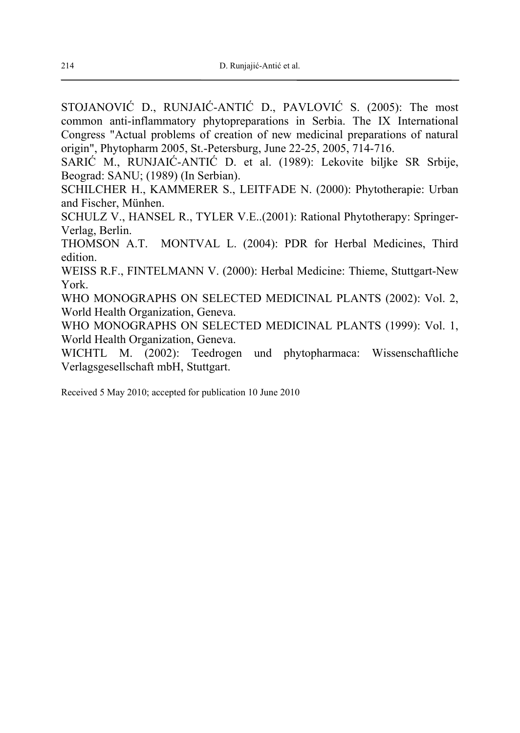STOJANOVIĆ D., RUNJAIĆ-ANTIĆ D., PAVLOVIĆ S. (2005): The most common anti-inflammatory phytopreparations in Serbia. The IX International Congress "Actual problems of creation of new medicinal preparations of natural origin", Phytopharm 2005, St.-Petersburg, June 22-25, 2005, 714-716.

SARIĆ M., RUNJAIĆ-ANTIĆ D. et al. (1989): Lekovite biljke SR Srbije, Beograd: SANU; (1989) (In Serbian).

SCHILCHER H., KAMMERER S., LEITFADE N. (2000): Phytotherapie: Urban and Fischer, Münhen.

SCHULZ V., HANSEL R., TYLER V.E..(2001): Rational Phytotherapy: Springer-Verlag, Berlin.

THOMSON A.T. MONTVAL L. (2004): PDR for Herbal Medicines, Third edition.

WEISS R.F., FINTELMANN V. (2000): Herbal Medicine: Thieme, Stuttgart-New York.

WHO MONOGRAPHS ON SELECTED MEDICINAL PLANTS (2002): Vol. 2, World Health Organization, Geneva.

WHO MONOGRAPHS ON SELECTED MEDICINAL PLANTS (1999): Vol. 1, World Health Organization, Geneva.

WICHTL M. (2002): Teedrogen und phytopharmaca: Wissenschaftliche Verlagsgesellschaft mbH, Stuttgart.

Received 5 May 2010; accepted for publication 10 June 2010